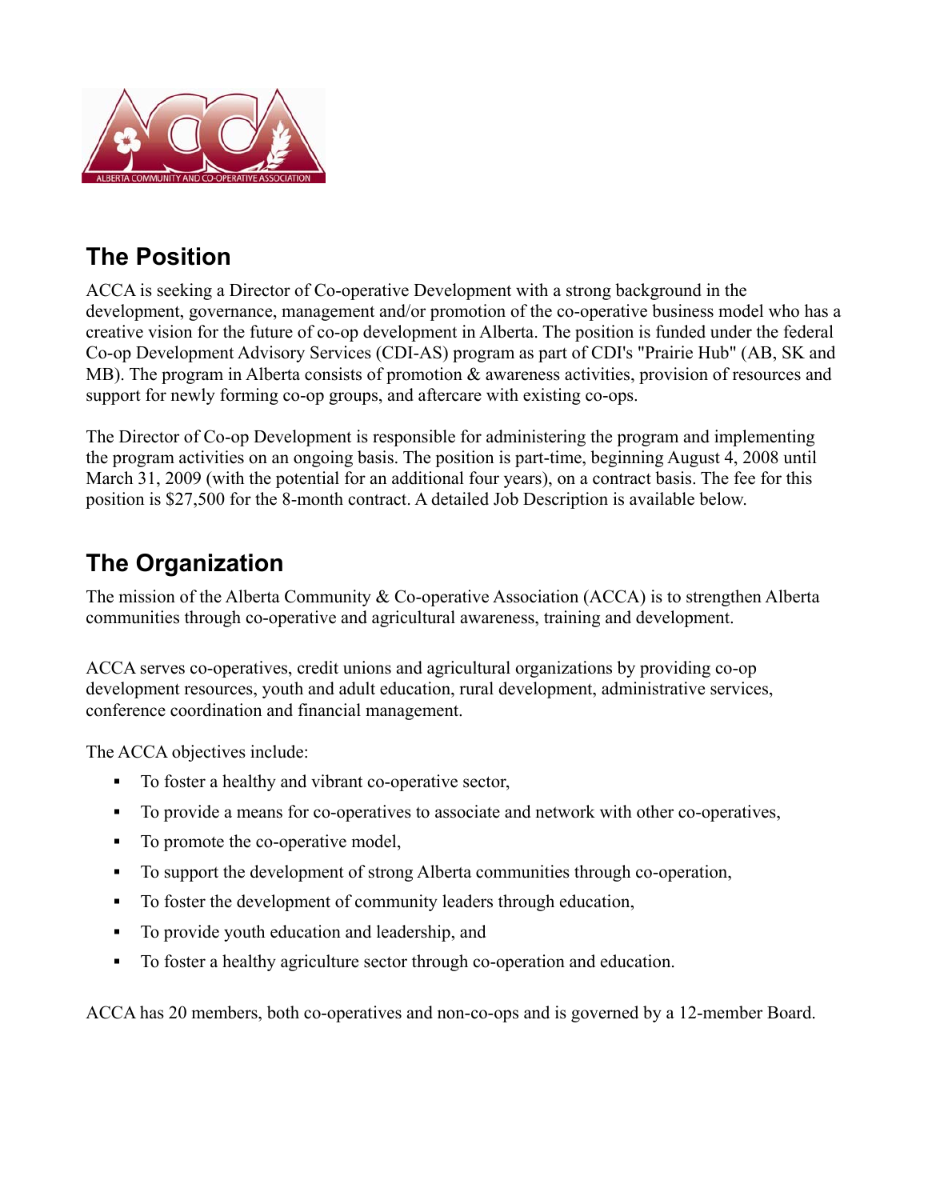## The Position

ACCA is seeking a Director of Co-operative Development with a strong background in the development, governance, management and/or promotion of the co-operative business model who has a creative vision for the future of co-op development in Alberta. The position is funded under the federal Co-op Development Advisory Services (CDI-AS) program as part of CDI's "Prairie Hub" (AB, SK and MB). The program in Alberta consists of promotion & awareness activities, provision of resources and support for newly forming co-op groups, and aftercare with existing co-ops.

The Director of Co-op Development is responsible for administering the program and implementing the program activities on an ongoing basis. The position is part-time, beginning August 4, 2008 until March 31, 2009 (with the potential for an additional four years), on a contract basis. The fee for this position is $27,500 for the 8-month contract. A detailed Job Description is available below.

## The Organization

The mission of the Alberta Community & Co-operative Association (ACCA) is to strengthen Alberta communities through co-operative and agricultural awareness, training and development.

ACCA serves co-operatives, credit unions and agricultural organizations by providing co-op development resources, youth and adult education, rural development, administrative services, conference coordination and financial management.

The ACCA objectives include:

- To foster a healthy and vibrant co-operative sector,
- To provide a means for co-operatives to associate and network with other co-operatives,
- To promote the co-operative model,
- To support the development of strong Alberta communities through co-operation,
- To foster the development of community leaders through education,
- To provide youth education and leadership, and
- To foster a healthy agriculture sector through co-operation and education.

ACCA has 20 members, both co-operatives and non-co-ops and is governed by a 12-member Board.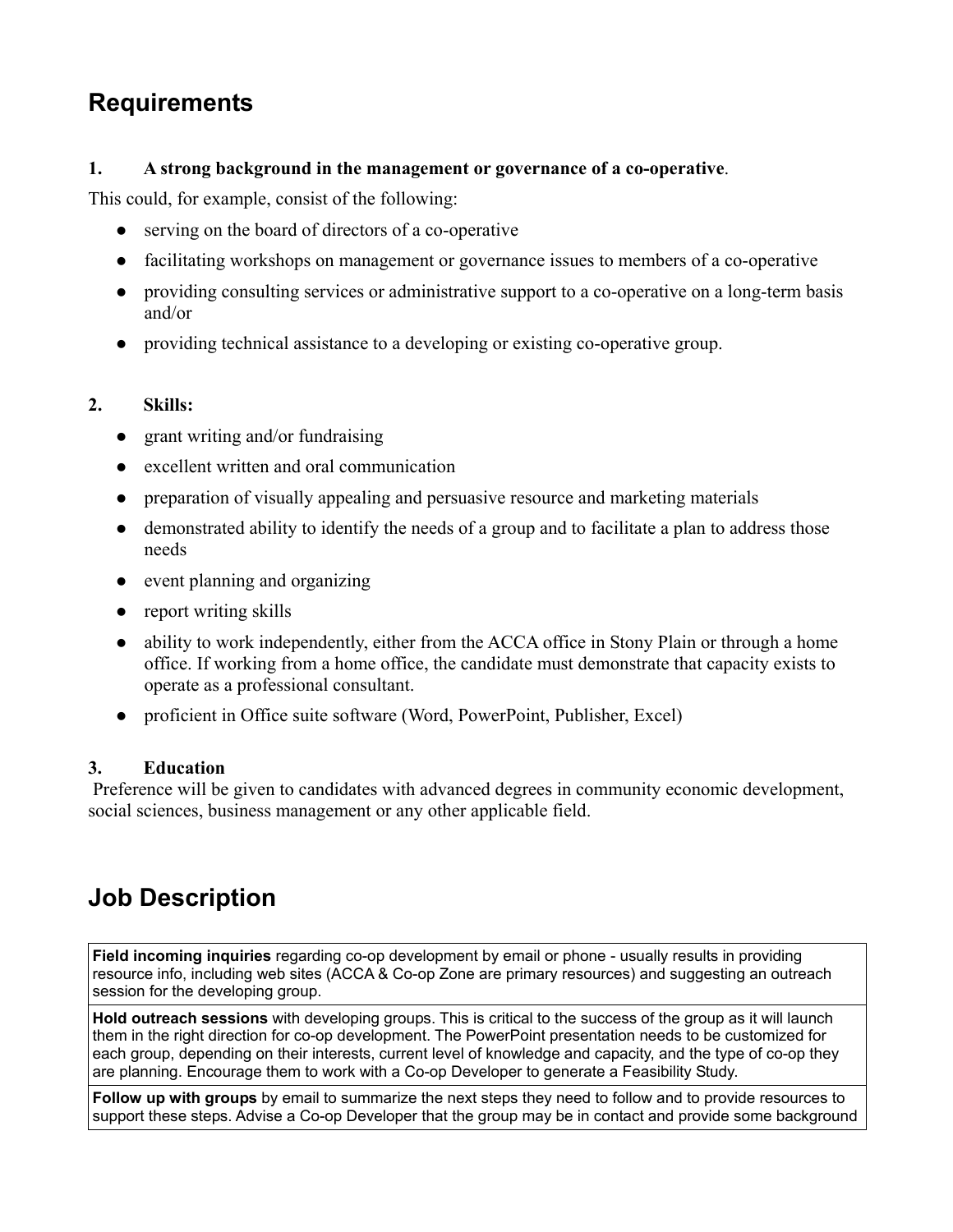## Requirements

**1. A strong background in the management or governance of a co-operative**.

This could, for example, consist of the following:

- serving on the board of directors of a co-operative
- facilitating workshops on management or governance issues to members of a co-operative
- providing consulting services or administrative support to a co-operative on a long-term basis and/or
- providing technical assistance to a developing or existing co-operative group.

**2. Skills:**

- grant writing and/or fundraising
- excellent written and oral communication
- preparation of visually appealing and persuasive resource and marketing materials
- demonstrated ability to identify the needs of a group and to facilitate a plan to address those needs
- event planning and organizing
- report writing skills
- ability to work independently, either from the ACCA office in Stony Plain or through a home office. If working from a home office, the candidate must demonstrate that capacity exists to operate as a professional consultant.
- proficient in Office suite software (Word, PowerPoint, Publisher, Excel)

**3. Education**

Preference will be given to candidates with advanced degrees in community economic development, social sciences, business management or any other applicable field.

## Job Description

| |
|---|
| **Field incoming inquiries** regarding co-op development by email or phone - usually results in providing resource info, including web sites (ACCA & Co-op Zone are primary resources) and suggesting an outreach session for the developing group. |
| **Hold outreach sessions** with developing groups. This is critical to the success of the group as it will launch them in the right direction for co-op development. The PowerPoint presentation needs to be customized for each group, depending on their interests, current level of knowledge and capacity, and the type of co-op they are planning. Encourage them to work with a Co-op Developer to generate a Feasibility Study. |
| **Follow up with groups** by email to summarize the next steps they need to follow and to provide resources to support these steps. Advise a Co-op Developer that the group may be in contact and provide some background |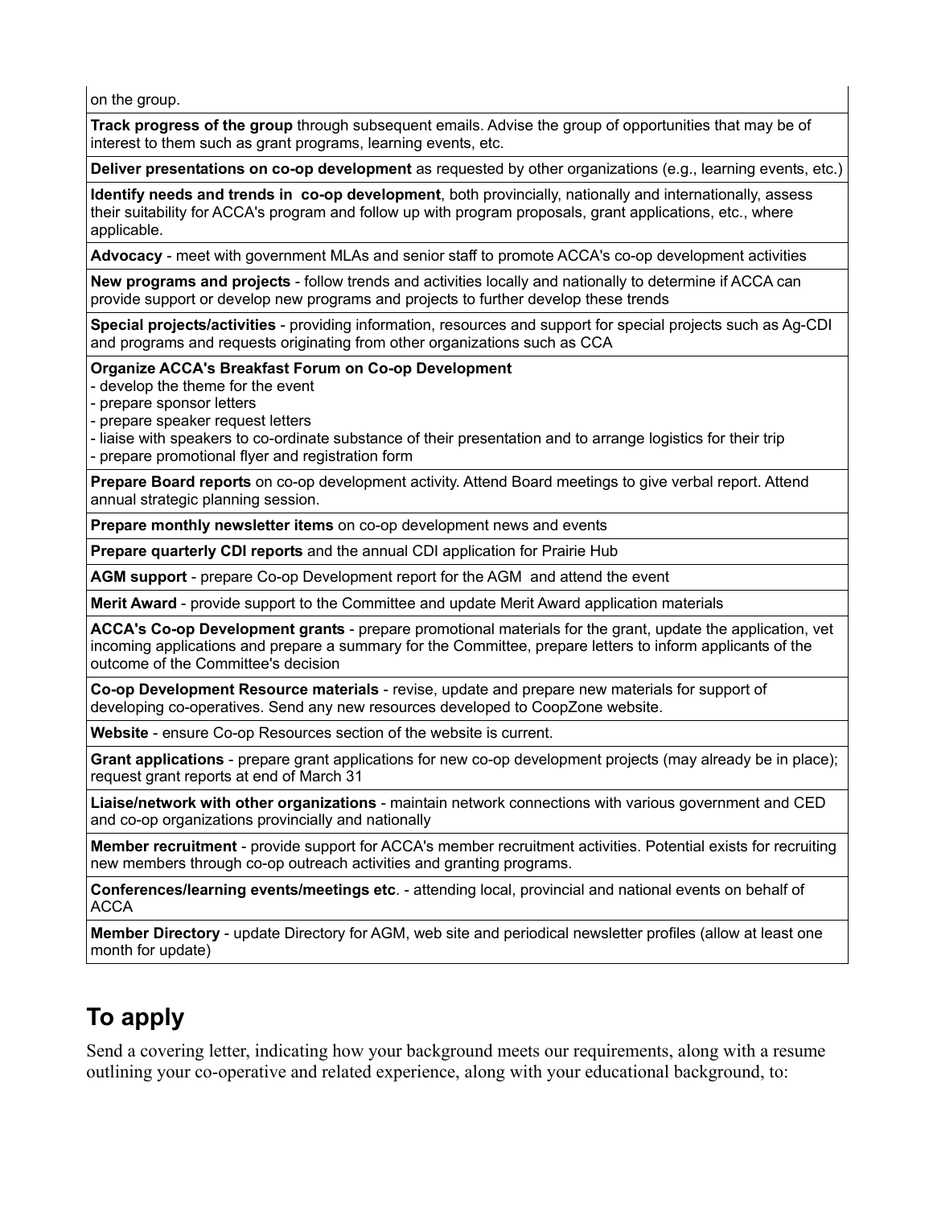| |
|---|
| on the group. |
| **Track progress of the group** through subsequent emails. Advise the group of opportunities that may be of interest to them such as grant programs, learning events, etc. |
| **Deliver presentations on co-op development** as requested by other organizations (e.g., learning events, etc.) |
| **Identify needs and trends in co-op development**, both provincially, nationally and internationally, assess their suitability for ACCA's program and follow up with program proposals, grant applications, etc., where applicable. |
| **Advocacy** - meet with government MLAs and senior staff to promote ACCA's co-op development activities |
| **New programs and projects** - follow trends and activities locally and nationally to determine if ACCA can provide support or develop new programs and projects to further develop these trends |
| **Special projects/activities** - providing information, resources and support for special projects such as Ag-CDI and programs and requests originating from other organizations such as CCA |
| **Organize ACCA's Breakfast Forum on Co-op Development**<br>- develop the theme for the event<br>- prepare sponsor letters<br>- prepare speaker request letters<br>- liaise with speakers to co-ordinate substance of their presentation and to arrange logistics for their trip<br>- prepare promotional flyer and registration form |
| **Prepare Board reports** on co-op development activity. Attend Board meetings to give verbal report. Attend annual strategic planning session. |
| **Prepare monthly newsletter items** on co-op development news and events |
| **Prepare quarterly CDI reports** and the annual CDI application for Prairie Hub |
| **AGM support** - prepare Co-op Development report for the AGM and attend the event |
| **Merit Award** - provide support to the Committee and update Merit Award application materials |
| **ACCA's Co-op Development grants** - prepare promotional materials for the grant, update the application, vet incoming applications and prepare a summary for the Committee, prepare letters to inform applicants of the outcome of the Committee's decision |
| **Co-op Development Resource materials** - revise, update and prepare new materials for support of developing co-operatives. Send any new resources developed to CoopZone website. |
| **Website** - ensure Co-op Resources section of the website is current. |
| **Grant applications** - prepare grant applications for new co-op development projects (may already be in place); request grant reports at end of March 31 |
| **Liaise/network with other organizations** - maintain network connections with various government and CED and co-op organizations provincially and nationally |
| **Member recruitment** - provide support for ACCA's member recruitment activities. Potential exists for recruiting new members through co-op outreach activities and granting programs. |
| **Conferences/learning events/meetings etc**. - attending local, provincial and national events on behalf of ACCA |
| **Member Directory** - update Directory for AGM, web site and periodical newsletter profiles (allow at least one month for update) |

## To apply

Send a covering letter, indicating how your background meets our requirements, along with a resume outlining your co-operative and related experience, along with your educational background, to: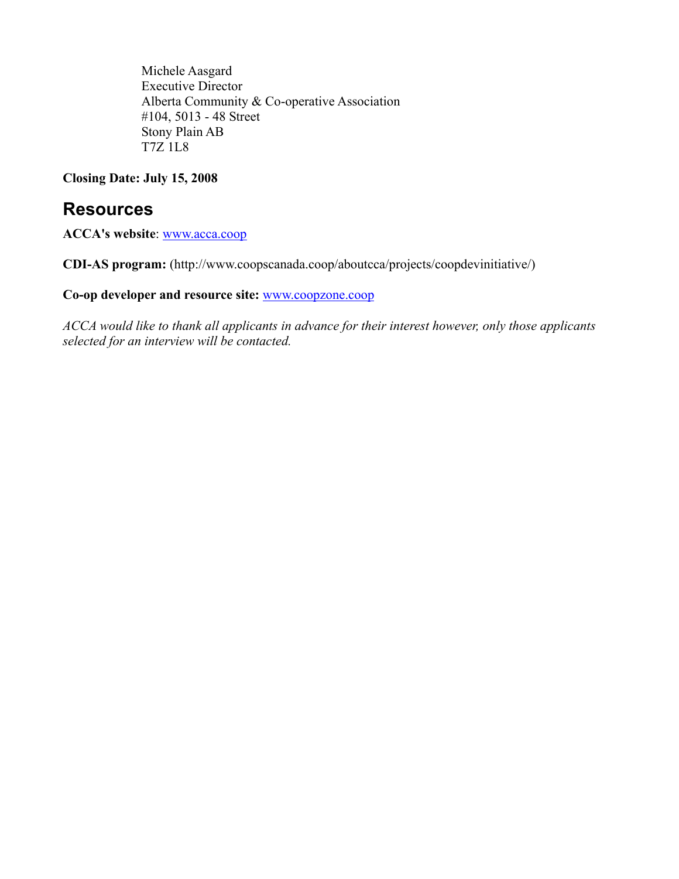Michele Aasgard
Executive Director
Alberta Community & Co-operative Association
#104, 5013 - 48 Street
Stony Plain AB
T7Z 1L8

**Closing Date: July 15, 2008**

## Resources

**ACCA's website**: [www.acca.coop](http://www.acca.coop)

**CDI-AS program:** (http://www.coopscanada.coop/aboutcca/projects/coopdevinitiative/)

**Co-op developer and resource site:** [www.coopzone.coop](http://www.coopzone.coop)

*ACCA would like to thank all applicants in advance for their interest however, only those applicants selected for an interview will be contacted.*